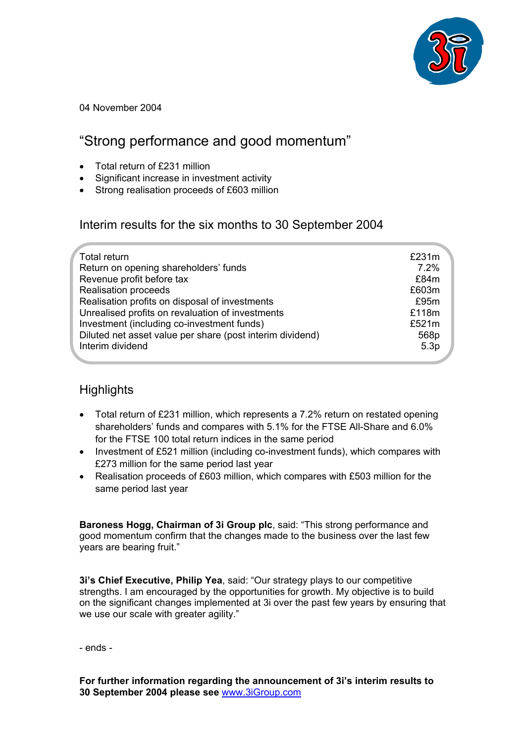04 November 2004

# “Strong performance and good momentum”

- Total return of £231 million
- Significant increase in investment activity
- Strong realisation proceeds of £603 million

## Interim results for the six months to 30 September 2004

| | |
|---|---|
| Total return | £231m |
| Return on opening shareholders’ funds | 7.2% |
| Revenue profit before tax | £84m |
| Realisation proceeds | £603m |
| Realisation profits on disposal of investments | £95m |
| Unrealised profits on revaluation of investments | £118m |
| Investment (including co-investment funds) | £521m |
| Diluted net asset value per share (post interim dividend) | 568p |
| Interim dividend | 5.3p |

## Highlights

- Total return of £231 million, which represents a 7.2% return on restated opening shareholders’ funds and compares with 5.1% for the FTSE All-Share and 6.0% for the FTSE 100 total return indices in the same period
- Investment of £521 million (including co-investment funds), which compares with £273 million for the same period last year
- Realisation proceeds of £603 million, which compares with £503 million for the same period last year

**Baroness Hogg, Chairman of 3i Group plc**, said: “This strong performance and good momentum confirm that the changes made to the business over the last few years are bearing fruit.”

**3i’s Chief Executive, Philip Yea**, said: “Our strategy plays to our competitive strengths. I am encouraged by the opportunities for growth. My objective is to build on the significant changes implemented at 3i over the past few years by ensuring that we use our scale with greater agility.”

- ends -

**For further information regarding the announcement of 3i’s interim results to 30 September 2004 please see** www.3iGroup.com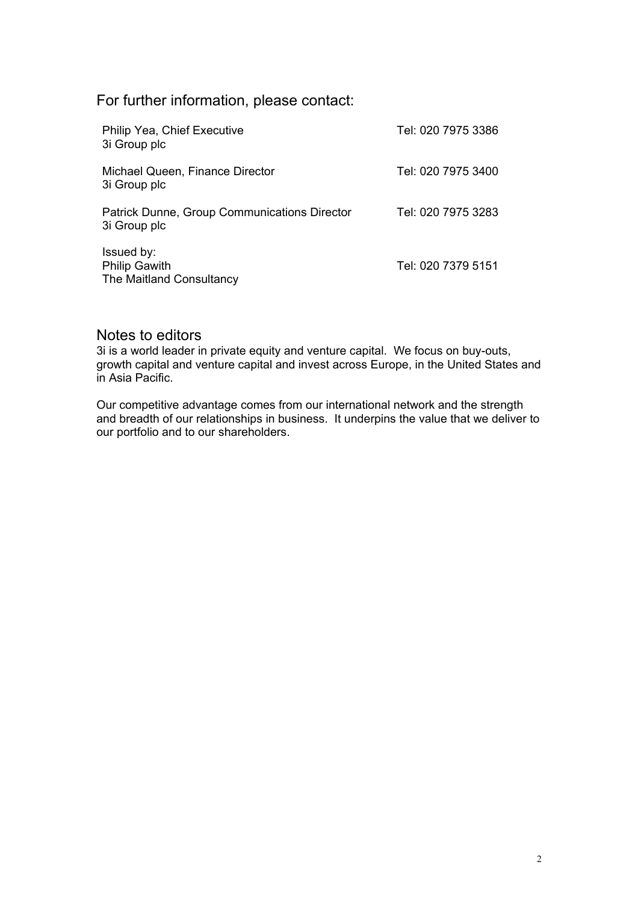## For further information, please contact:

| | |
|---|---|
| Philip Yea, Chief Executive<br>3i Group plc | Tel: 020 7975 3386 |
| Michael Queen, Finance Director<br>3i Group plc | Tel: 020 7975 3400 |
| Patrick Dunne, Group Communications Director<br>3i Group plc | Tel: 020 7975 3283 |
| Issued by:<br>Philip Gawith<br>The Maitland Consultancy | Tel: 020 7379 5151 |

## Notes to editors

3i is a world leader in private equity and venture capital. We focus on buy-outs, growth capital and venture capital and invest across Europe, in the United States and in Asia Pacific.

Our competitive advantage comes from our international network and the strength and breadth of our relationships in business. It underpins the value that we deliver to our portfolio and to our shareholders.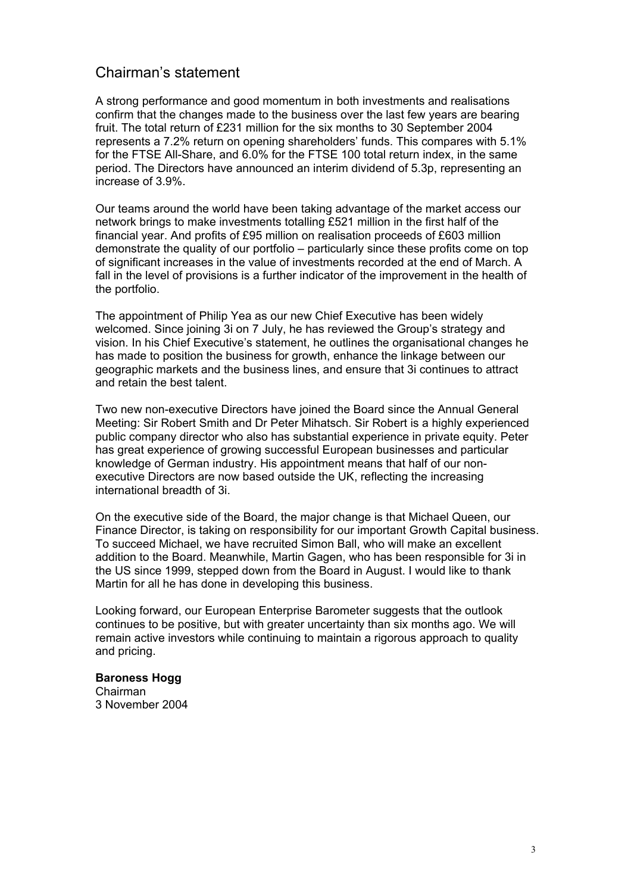# Chairman's statement

A strong performance and good momentum in both investments and realisations confirm that the changes made to the business over the last few years are bearing fruit. The total return of £231 million for the six months to 30 September 2004 represents a 7.2% return on opening shareholders' funds. This compares with 5.1% for the FTSE All-Share, and 6.0% for the FTSE 100 total return index, in the same period. The Directors have announced an interim dividend of 5.3p, representing an increase of 3.9%.

Our teams around the world have been taking advantage of the market access our network brings to make investments totalling £521 million in the first half of the financial year. And profits of £95 million on realisation proceeds of £603 million demonstrate the quality of our portfolio – particularly since these profits come on top of significant increases in the value of investments recorded at the end of March. A fall in the level of provisions is a further indicator of the improvement in the health of the portfolio.

The appointment of Philip Yea as our new Chief Executive has been widely welcomed. Since joining 3i on 7 July, he has reviewed the Group's strategy and vision. In his Chief Executive's statement, he outlines the organisational changes he has made to position the business for growth, enhance the linkage between our geographic markets and the business lines, and ensure that 3i continues to attract and retain the best talent.

Two new non-executive Directors have joined the Board since the Annual General Meeting: Sir Robert Smith and Dr Peter Mihatsch. Sir Robert is a highly experienced public company director who also has substantial experience in private equity. Peter has great experience of growing successful European businesses and particular knowledge of German industry. His appointment means that half of our non-executive Directors are now based outside the UK, reflecting the increasing international breadth of 3i.

On the executive side of the Board, the major change is that Michael Queen, our Finance Director, is taking on responsibility for our important Growth Capital business. To succeed Michael, we have recruited Simon Ball, who will make an excellent addition to the Board. Meanwhile, Martin Gagen, who has been responsible for 3i in the US since 1999, stepped down from the Board in August. I would like to thank Martin for all he has done in developing this business.

Looking forward, our European Enterprise Barometer suggests that the outlook continues to be positive, but with greater uncertainty than six months ago. We will remain active investors while continuing to maintain a rigorous approach to quality and pricing.

**Baroness Hogg**
Chairman
3 November 2004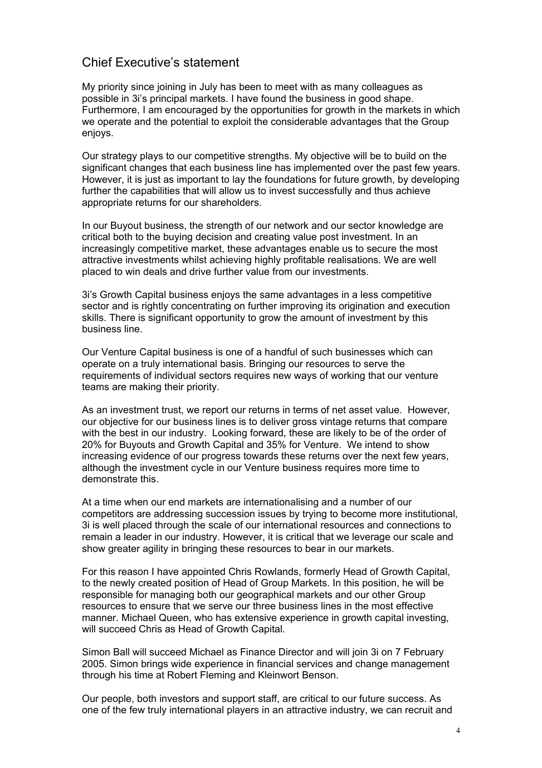## Chief Executive's statement

My priority since joining in July has been to meet with as many colleagues as possible in 3i's principal markets. I have found the business in good shape. Furthermore, I am encouraged by the opportunities for growth in the markets in which we operate and the potential to exploit the considerable advantages that the Group enjoys.

Our strategy plays to our competitive strengths. My objective will be to build on the significant changes that each business line has implemented over the past few years. However, it is just as important to lay the foundations for future growth, by developing further the capabilities that will allow us to invest successfully and thus achieve appropriate returns for our shareholders.

In our Buyout business, the strength of our network and our sector knowledge are critical both to the buying decision and creating value post investment. In an increasingly competitive market, these advantages enable us to secure the most attractive investments whilst achieving highly profitable realisations. We are well placed to win deals and drive further value from our investments.

3i's Growth Capital business enjoys the same advantages in a less competitive sector and is rightly concentrating on further improving its origination and execution skills. There is significant opportunity to grow the amount of investment by this business line.

Our Venture Capital business is one of a handful of such businesses which can operate on a truly international basis. Bringing our resources to serve the requirements of individual sectors requires new ways of working that our venture teams are making their priority.

As an investment trust, we report our returns in terms of net asset value. However, our objective for our business lines is to deliver gross vintage returns that compare with the best in our industry. Looking forward, these are likely to be of the order of 20% for Buyouts and Growth Capital and 35% for Venture. We intend to show increasing evidence of our progress towards these returns over the next few years, although the investment cycle in our Venture business requires more time to demonstrate this.

At a time when our end markets are internationalising and a number of our competitors are addressing succession issues by trying to become more institutional, 3i is well placed through the scale of our international resources and connections to remain a leader in our industry. However, it is critical that we leverage our scale and show greater agility in bringing these resources to bear in our markets.

For this reason I have appointed Chris Rowlands, formerly Head of Growth Capital, to the newly created position of Head of Group Markets. In this position, he will be responsible for managing both our geographical markets and our other Group resources to ensure that we serve our three business lines in the most effective manner. Michael Queen, who has extensive experience in growth capital investing, will succeed Chris as Head of Growth Capital.

Simon Ball will succeed Michael as Finance Director and will join 3i on 7 February 2005. Simon brings wide experience in financial services and change management through his time at Robert Fleming and Kleinwort Benson.

Our people, both investors and support staff, are critical to our future success. As one of the few truly international players in an attractive industry, we can recruit and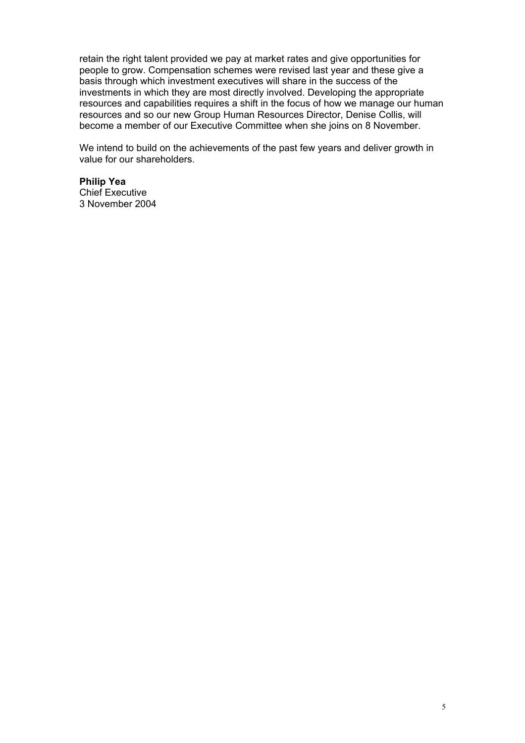retain the right talent provided we pay at market rates and give opportunities for people to grow. Compensation schemes were revised last year and these give a basis through which investment executives will share in the success of the investments in which they are most directly involved. Developing the appropriate resources and capabilities requires a shift in the focus of how we manage our human resources and so our new Group Human Resources Director, Denise Collis, will become a member of our Executive Committee when she joins on 8 November.

We intend to build on the achievements of the past few years and deliver growth in value for our shareholders.

**Philip Yea**
Chief Executive
3 November 2004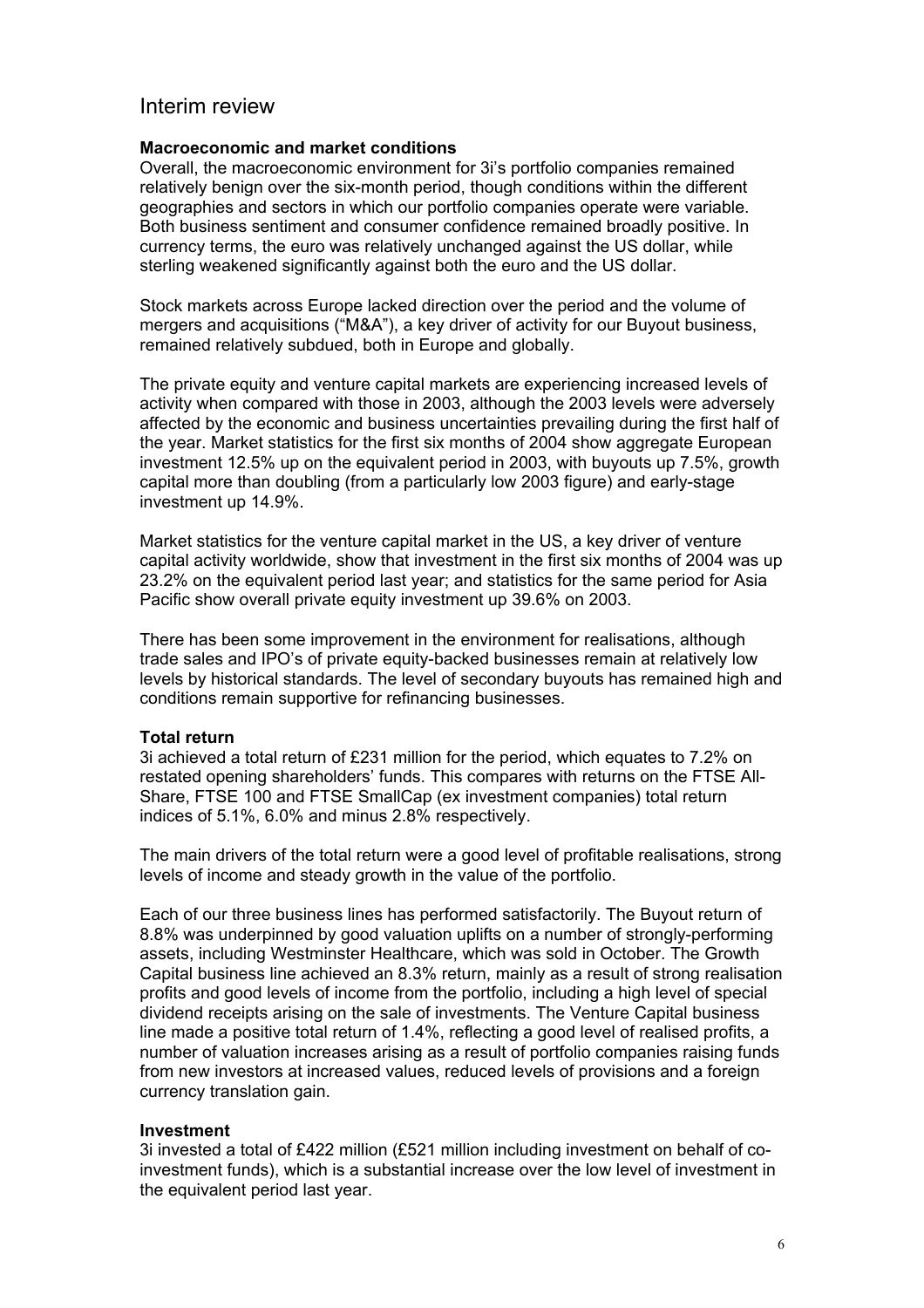# Interim review

### Macroeconomic and market conditions

Overall, the macroeconomic environment for 3i's portfolio companies remained relatively benign over the six-month period, though conditions within the different geographies and sectors in which our portfolio companies operate were variable. Both business sentiment and consumer confidence remained broadly positive. In currency terms, the euro was relatively unchanged against the US dollar, while sterling weakened significantly against both the euro and the US dollar.

Stock markets across Europe lacked direction over the period and the volume of mergers and acquisitions ("M&A"), a key driver of activity for our Buyout business, remained relatively subdued, both in Europe and globally.

The private equity and venture capital markets are experiencing increased levels of activity when compared with those in 2003, although the 2003 levels were adversely affected by the economic and business uncertainties prevailing during the first half of the year. Market statistics for the first six months of 2004 show aggregate European investment 12.5% up on the equivalent period in 2003, with buyouts up 7.5%, growth capital more than doubling (from a particularly low 2003 figure) and early-stage investment up 14.9%.

Market statistics for the venture capital market in the US, a key driver of venture capital activity worldwide, show that investment in the first six months of 2004 was up 23.2% on the equivalent period last year; and statistics for the same period for Asia Pacific show overall private equity investment up 39.6% on 2003.

There has been some improvement in the environment for realisations, although trade sales and IPO's of private equity-backed businesses remain at relatively low levels by historical standards. The level of secondary buyouts has remained high and conditions remain supportive for refinancing businesses.

### Total return

3i achieved a total return of £231 million for the period, which equates to 7.2% on restated opening shareholders' funds. This compares with returns on the FTSE All-Share, FTSE 100 and FTSE SmallCap (ex investment companies) total return indices of 5.1%, 6.0% and minus 2.8% respectively.

The main drivers of the total return were a good level of profitable realisations, strong levels of income and steady growth in the value of the portfolio.

Each of our three business lines has performed satisfactorily. The Buyout return of 8.8% was underpinned by good valuation uplifts on a number of strongly-performing assets, including Westminster Healthcare, which was sold in October. The Growth Capital business line achieved an 8.3% return, mainly as a result of strong realisation profits and good levels of income from the portfolio, including a high level of special dividend receipts arising on the sale of investments. The Venture Capital business line made a positive total return of 1.4%, reflecting a good level of realised profits, a number of valuation increases arising as a result of portfolio companies raising funds from new investors at increased values, reduced levels of provisions and a foreign currency translation gain.

### Investment

3i invested a total of £422 million (£521 million including investment on behalf of co-investment funds), which is a substantial increase over the low level of investment in the equivalent period last year.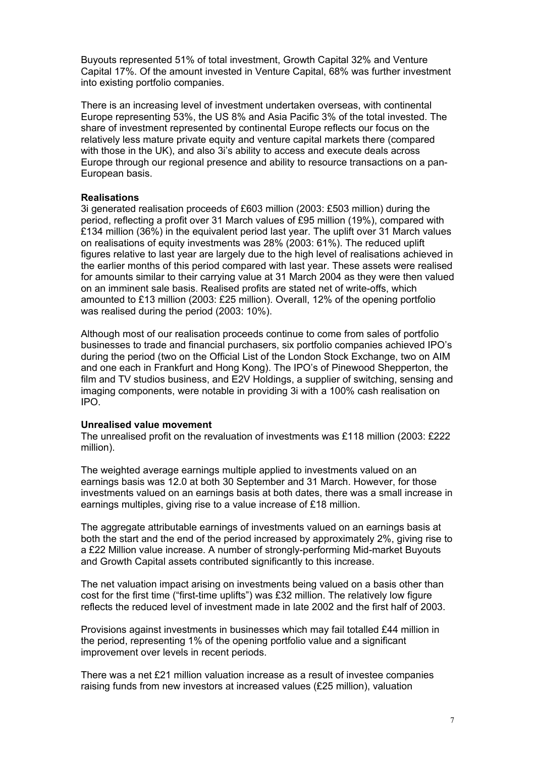Buyouts represented 51% of total investment, Growth Capital 32% and Venture Capital 17%. Of the amount invested in Venture Capital, 68% was further investment into existing portfolio companies.

There is an increasing level of investment undertaken overseas, with continental Europe representing 53%, the US 8% and Asia Pacific 3% of the total invested. The share of investment represented by continental Europe reflects our focus on the relatively less mature private equity and venture capital markets there (compared with those in the UK), and also 3i's ability to access and execute deals across Europe through our regional presence and ability to resource transactions on a pan-European basis.

**Realisations**

3i generated realisation proceeds of £603 million (2003: £503 million) during the period, reflecting a profit over 31 March values of £95 million (19%), compared with £134 million (36%) in the equivalent period last year. The uplift over 31 March values on realisations of equity investments was 28% (2003: 61%). The reduced uplift figures relative to last year are largely due to the high level of realisations achieved in the earlier months of this period compared with last year. These assets were realised for amounts similar to their carrying value at 31 March 2004 as they were then valued on an imminent sale basis. Realised profits are stated net of write-offs, which amounted to £13 million (2003: £25 million). Overall, 12% of the opening portfolio was realised during the period (2003: 10%).

Although most of our realisation proceeds continue to come from sales of portfolio businesses to trade and financial purchasers, six portfolio companies achieved IPO's during the period (two on the Official List of the London Stock Exchange, two on AIM and one each in Frankfurt and Hong Kong). The IPO's of Pinewood Shepperton, the film and TV studios business, and E2V Holdings, a supplier of switching, sensing and imaging components, were notable in providing 3i with a 100% cash realisation on IPO.

**Unrealised value movement**

The unrealised profit on the revaluation of investments was £118 million (2003: £222 million).

The weighted average earnings multiple applied to investments valued on an earnings basis was 12.0 at both 30 September and 31 March. However, for those investments valued on an earnings basis at both dates, there was a small increase in earnings multiples, giving rise to a value increase of £18 million.

The aggregate attributable earnings of investments valued on an earnings basis at both the start and the end of the period increased by approximately 2%, giving rise to a £22 Million value increase. A number of strongly-performing Mid-market Buyouts and Growth Capital assets contributed significantly to this increase.

The net valuation impact arising on investments being valued on a basis other than cost for the first time ("first-time uplifts") was £32 million. The relatively low figure reflects the reduced level of investment made in late 2002 and the first half of 2003.

Provisions against investments in businesses which may fail totalled £44 million in the period, representing 1% of the opening portfolio value and a significant improvement over levels in recent periods.

There was a net £21 million valuation increase as a result of investee companies raising funds from new investors at increased values (£25 million), valuation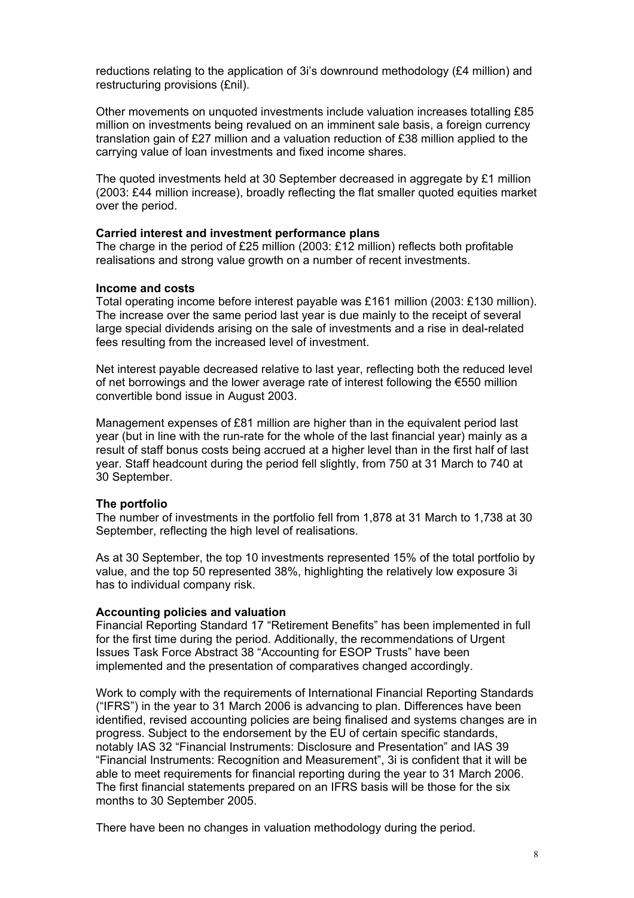reductions relating to the application of 3i's downround methodology (£4 million) and restructuring provisions (£nil).

Other movements on unquoted investments include valuation increases totalling £85 million on investments being revalued on an imminent sale basis, a foreign currency translation gain of £27 million and a valuation reduction of £38 million applied to the carrying value of loan investments and fixed income shares.

The quoted investments held at 30 September decreased in aggregate by £1 million (2003: £44 million increase), broadly reflecting the flat smaller quoted equities market over the period.

**Carried interest and investment performance plans**

The charge in the period of £25 million (2003: £12 million) reflects both profitable realisations and strong value growth on a number of recent investments.

**Income and costs**

Total operating income before interest payable was £161 million (2003: £130 million). The increase over the same period last year is due mainly to the receipt of several large special dividends arising on the sale of investments and a rise in deal-related fees resulting from the increased level of investment.

Net interest payable decreased relative to last year, reflecting both the reduced level of net borrowings and the lower average rate of interest following the €550 million convertible bond issue in August 2003.

Management expenses of £81 million are higher than in the equivalent period last year (but in line with the run-rate for the whole of the last financial year) mainly as a result of staff bonus costs being accrued at a higher level than in the first half of last year. Staff headcount during the period fell slightly, from 750 at 31 March to 740 at 30 September.

**The portfolio**

The number of investments in the portfolio fell from 1,878 at 31 March to 1,738 at 30 September, reflecting the high level of realisations.

As at 30 September, the top 10 investments represented 15% of the total portfolio by value, and the top 50 represented 38%, highlighting the relatively low exposure 3i has to individual company risk.

**Accounting policies and valuation**

Financial Reporting Standard 17 "Retirement Benefits" has been implemented in full for the first time during the period. Additionally, the recommendations of Urgent Issues Task Force Abstract 38 "Accounting for ESOP Trusts" have been implemented and the presentation of comparatives changed accordingly.

Work to comply with the requirements of International Financial Reporting Standards ("IFRS") in the year to 31 March 2006 is advancing to plan. Differences have been identified, revised accounting policies are being finalised and systems changes are in progress. Subject to the endorsement by the EU of certain specific standards, notably IAS 32 "Financial Instruments: Disclosure and Presentation" and IAS 39 "Financial Instruments: Recognition and Measurement", 3i is confident that it will be able to meet requirements for financial reporting during the year to 31 March 2006. The first financial statements prepared on an IFRS basis will be those for the six months to 30 September 2005.

There have been no changes in valuation methodology during the period.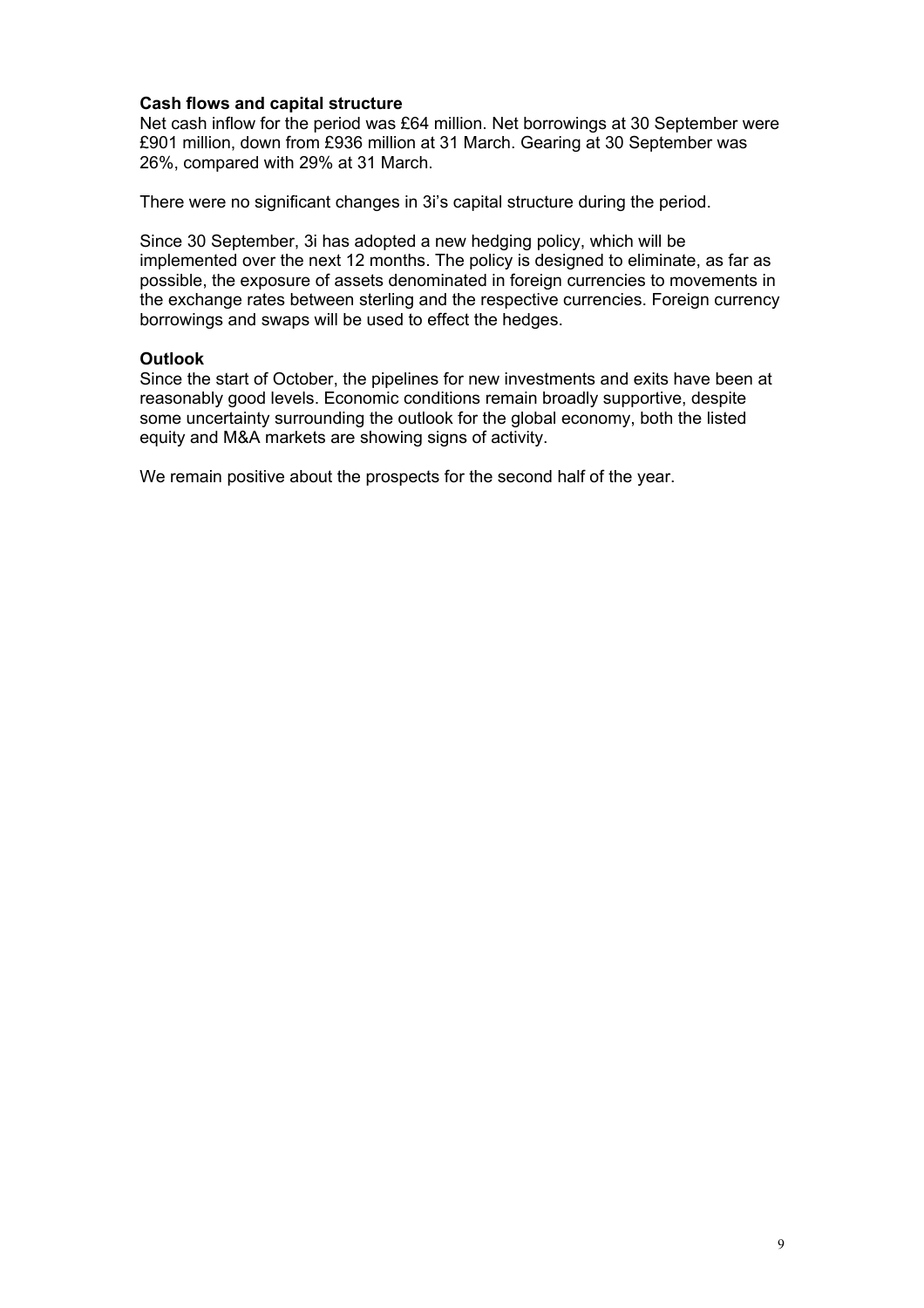**Cash flows and capital structure**

Net cash inflow for the period was £64 million. Net borrowings at 30 September were £901 million, down from £936 million at 31 March. Gearing at 30 September was 26%, compared with 29% at 31 March.

There were no significant changes in 3i's capital structure during the period.

Since 30 September, 3i has adopted a new hedging policy, which will be implemented over the next 12 months. The policy is designed to eliminate, as far as possible, the exposure of assets denominated in foreign currencies to movements in the exchange rates between sterling and the respective currencies. Foreign currency borrowings and swaps will be used to effect the hedges.

**Outlook**

Since the start of October, the pipelines for new investments and exits have been at reasonably good levels. Economic conditions remain broadly supportive, despite some uncertainty surrounding the outlook for the global economy, both the listed equity and M&A markets are showing signs of activity.

We remain positive about the prospects for the second half of the year.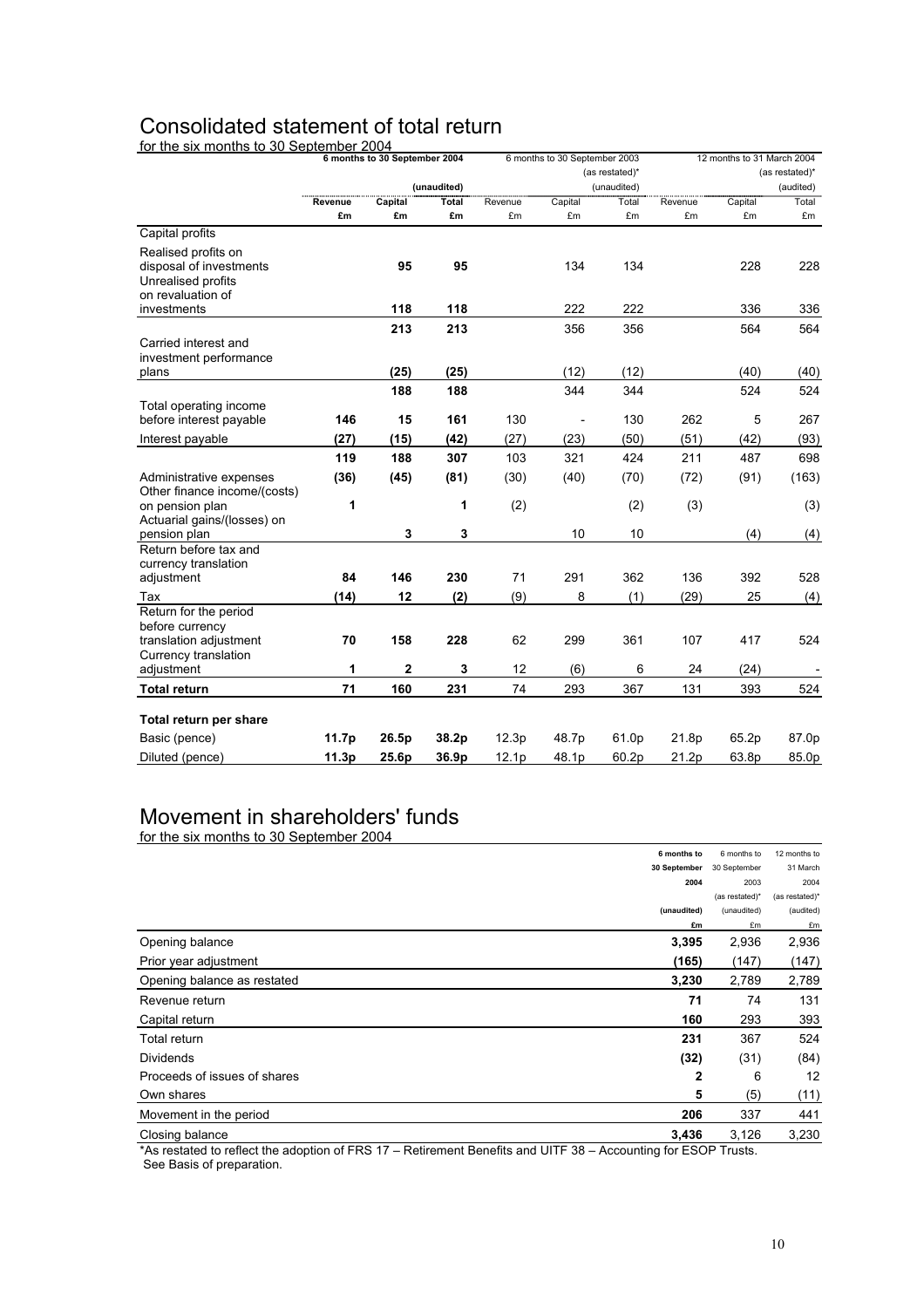# Consolidated statement of total return

for the six months to 30 September 2004

| | 6 months to 30 September 2004 | | | 6 months to 30 September 2003 | | | 12 months to 31 March 2004 | | |
|---|---|---|---|---|---|---|---|---|---|
| | | | | | | (as restated)* | | | (as restated)* |
| | | | (unaudited) | | | (unaudited) | | | (audited) |
| | **Revenue** | **Capital** | **Total** | Revenue | Capital | Total | Revenue | Capital | Total |
| | **£m** | **£m** | **£m** | £m | £m | £m | £m | £m | £m |
| Capital profits | | | | | | | | | |
| Realised profits on disposal of investments | | **95** | **95** | | 134 | 134 | | 228 | 228 |
| Unrealised profits on revaluation of investments | | **118** | **118** | | 222 | 222 | | 336 | 336 |
| | | **213** | **213** | | 356 | 356 | | 564 | 564 |
| Carried interest and investment performance plans | | **(25)** | **(25)** | | (12) | (12) | | (40) | (40) |
| | | **188** | **188** | | 344 | 344 | | 524 | 524 |
| Total operating income before interest payable | **146** | **15** | **161** | 130 | - | 130 | 262 | 5 | 267 |
| Interest payable | **(27)** | **(15)** | **(42)** | (27) | (23) | (50) | (51) | (42) | (93) |
| | **119** | **188** | **307** | 103 | 321 | 424 | 211 | 487 | 698 |
| Administrative expenses | **(36)** | **(45)** | **(81)** | (30) | (40) | (70) | (72) | (91) | (163) |
| Other finance income/(costs) on pension plan | **1** | | **1** | (2) | | (2) | (3) | | (3) |
| Actuarial gains/(losses) on pension plan | | **3** | **3** | | 10 | 10 | | (4) | (4) |
| Return before tax and currency translation adjustment | **84** | **146** | **230** | 71 | 291 | 362 | 136 | 392 | 528 |
| Tax | **(14)** | **12** | **(2)** | (9) | 8 | (1) | (29) | 25 | (4) |
| Return for the period before currency translation adjustment | **70** | **158** | **228** | 62 | 299 | 361 | 107 | 417 | 524 |
| Currency translation adjustment | **1** | **2** | **3** | 12 | (6) | 6 | 24 | (24) | - |
| **Total return** | **71** | **160** | **231** | 74 | 293 | 367 | 131 | 393 | 524 |
| **Total return per share** | | | | | | | | | |
| Basic (pence) | **11.7p** | **26.5p** | **38.2p** | 12.3p | 48.7p | 61.0p | 21.8p | 65.2p | 87.0p |
| Diluted (pence) | **11.3p** | **25.6p** | **36.9p** | 12.1p | 48.1p | 60.2p | 21.2p | 63.8p | 85.0p |

# Movement in shareholders' funds

for the six months to 30 September 2004

| | **6 months to 30 September 2004** | 6 months to 30 September 2003 | 12 months to 31 March 2004 |
|---|---|---|---|
| | | (as restated)* | (as restated)* |
| | **(unaudited)** | (unaudited) | (audited) |
| | **£m** | £m | £m |
| Opening balance | **3,395** | 2,936 | 2,936 |
| Prior year adjustment | **(165)** | (147) | (147) |
| Opening balance as restated | **3,230** | 2,789 | 2,789 |
| Revenue return | **71** | 74 | 131 |
| Capital return | **160** | 293 | 393 |
| Total return | **231** | 367 | 524 |
| Dividends | **(32)** | (31) | (84) |
| Proceeds of issues of shares | **2** | 6 | 12 |
| Own shares | **5** | (5) | (11) |
| Movement in the period | **206** | 337 | 441 |
| Closing balance | **3,436** | 3,126 | 3,230 |

*As restated to reflect the adoption of FRS 17 – Retirement Benefits and UITF 38 – Accounting for ESOP Trusts. See Basis of preparation.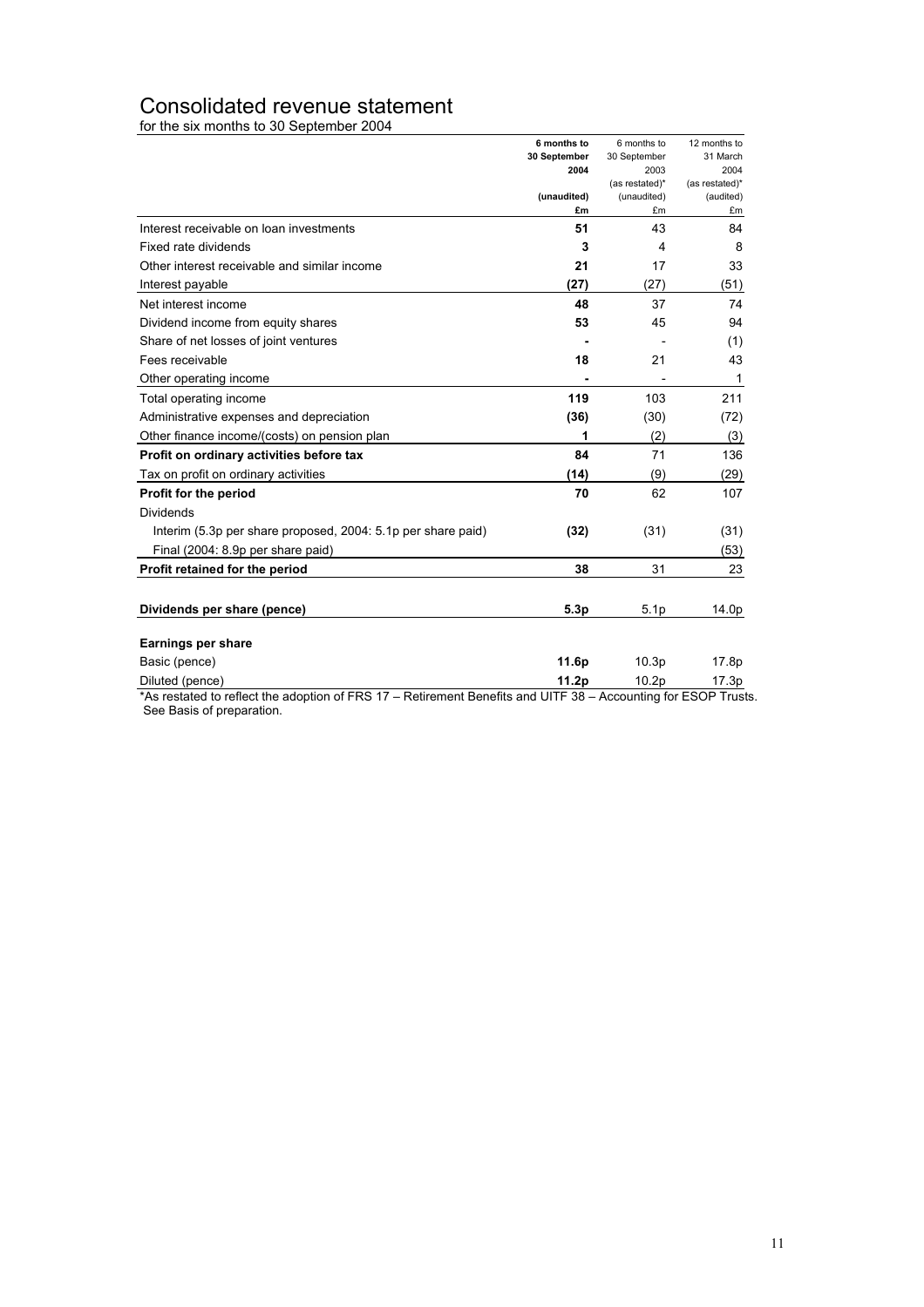# Consolidated revenue statement

for the six months to 30 September 2004

| | **6 months to 30 September 2004** | 6 months to 30 September 2003 (as restated)* | 12 months to 31 March 2004 (as restated)* |
|---|---|---|---|
| | **(unaudited)** | (unaudited) | (audited) |
| | **£m** | £m | £m |
| Interest receivable on loan investments | **51** | 43 | 84 |
| Fixed rate dividends | **3** | 4 | 8 |
| Other interest receivable and similar income | **21** | 17 | 33 |
| Interest payable | **(27)** | (27) | (51) |
| Net interest income | **48** | 37 | 74 |
| Dividend income from equity shares | **53** | 45 | 94 |
| Share of net losses of joint ventures | **-** | - | (1) |
| Fees receivable | **18** | 21 | 43 |
| Other operating income | **-** | - | 1 |
| Total operating income | **119** | 103 | 211 |
| Administrative expenses and depreciation | **(36)** | (30) | (72) |
| Other finance income/(costs) on pension plan | **1** | (2) | (3) |
| **Profit on ordinary activities before tax** | **84** | 71 | 136 |
| Tax on profit on ordinary activities | **(14)** | (9) | (29) |
| **Profit for the period** | **70** | 62 | 107 |
| Dividends | | | |
| Interim (5.3p per share proposed, 2004: 5.1p per share paid) | **(32)** | (31) | (31) |
| Final (2004: 8.9p per share paid) | | | (53) |
| **Profit retained for the period** | **38** | 31 | 23 |
| | | | |
| **Dividends per share (pence)** | **5.3p** | 5.1p | 14.0p |
| | | | |
| **Earnings per share** | | | |
| Basic (pence) | **11.6p** | 10.3p | 17.8p |
| Diluted (pence) | **11.2p** | 10.2p | 17.3p |

*As restated to reflect the adoption of FRS 17 – Retirement Benefits and UITF 38 – Accounting for ESOP Trusts. See Basis of preparation.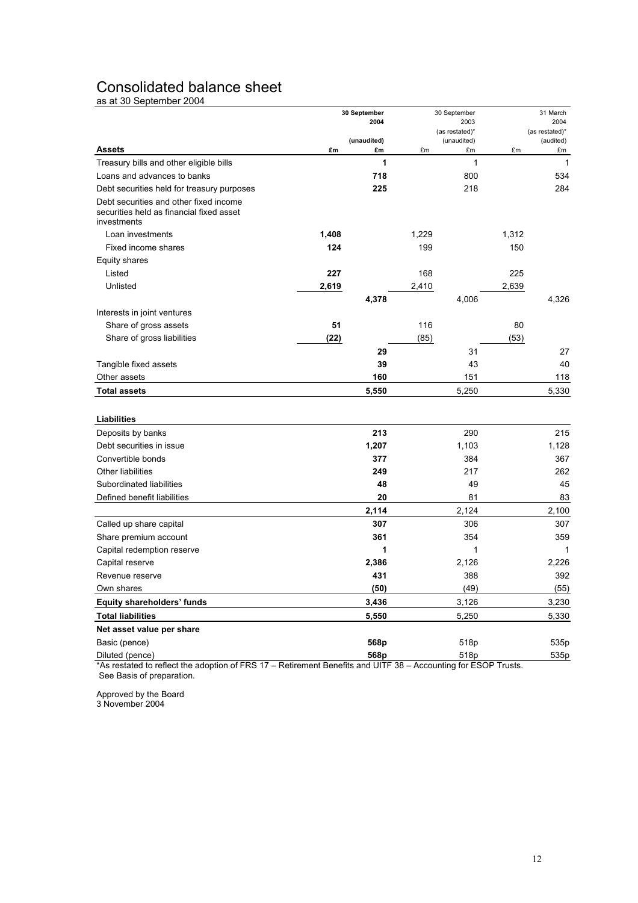# Consolidated balance sheet

as at 30 September 2004

| | 30 September 2004 (unaudited) | | 30 September 2003 (as restated)* (unaudited) | | 31 March 2004 (as restated)* (audited) | |
|---|---|---|---|---|---|---|
| **Assets** | **£m** | **£m** | £m | £m | £m | £m |
| Treasury bills and other eligible bills | | **1** | | 1 | | 1 |
| Loans and advances to banks | | **718** | | 800 | | 534 |
| Debt securities held for treasury purposes | | **225** | | 218 | | 284 |
| Debt securities and other fixed income securities held as financial fixed asset investments | | | | | | |
| Loan investments | **1,408** | | 1,229 | | 1,312 | |
| Fixed income shares | **124** | | 199 | | 150 | |
| Equity shares | | | | | | |
| Listed | **227** | | 168 | | 225 | |
| Unlisted | **2,619** | | 2,410 | | 2,639 | |
| | | **4,378** | | 4,006 | | 4,326 |
| Interests in joint ventures | | | | | | |
| Share of gross assets | **51** | | 116 | | 80 | |
| Share of gross liabilities | **(22)** | | (85) | | (53) | |
| | | **29** | | 31 | | 27 |
| Tangible fixed assets | | **39** | | 43 | | 40 |
| Other assets | | **160** | | 151 | | 118 |
| **Total assets** | | **5,550** | | 5,250 | | 5,330 |
| | | | | | | |
| **Liabilities** | | | | | | |
| Deposits by banks | | **213** | | 290 | | 215 |
| Debt securities in issue | | **1,207** | | 1,103 | | 1,128 |
| Convertible bonds | | **377** | | 384 | | 367 |
| Other liabilities | | **249** | | 217 | | 262 |
| Subordinated liabilities | | **48** | | 49 | | 45 |
| Defined benefit liabilities | | **20** | | 81 | | 83 |
| | | **2,114** | | 2,124 | | 2,100 |
| Called up share capital | | **307** | | 306 | | 307 |
| Share premium account | | **361** | | 354 | | 359 |
| Capital redemption reserve | | **1** | | 1 | | 1 |
| Capital reserve | | **2,386** | | 2,126 | | 2,226 |
| Revenue reserve | | **431** | | 388 | | 392 |
| Own shares | | **(50)** | | (49) | | (55) |
| **Equity shareholders' funds** | | **3,436** | | 3,126 | | 3,230 |
| **Total liabilities** | | **5,550** | | 5,250 | | 5,330 |
| **Net asset value per share** | | | | | | |
| Basic (pence) | | **568p** | | 518p | | 535p |
| Diluted (pence) | | **568p** | | 518p | | 535p |

*As restated to reflect the adoption of FRS 17 – Retirement Benefits and UITF 38 – Accounting for ESOP Trusts. See Basis of preparation.

Approved by the Board
3 November 2004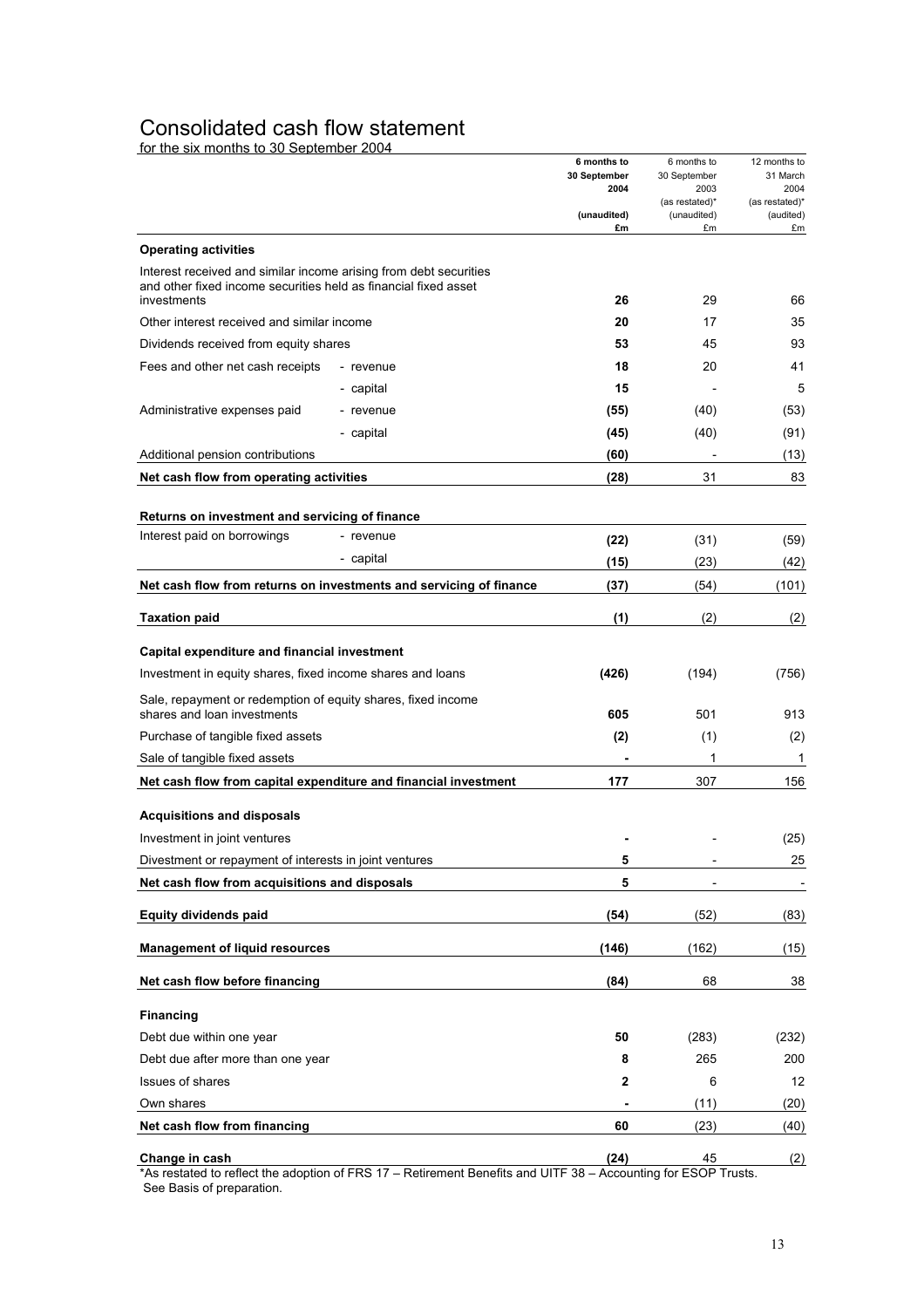# Consolidated cash flow statement

for the six months to 30 September 2004

| | | **6 months to 30 September 2004** | 6 months to 30 September 2003 (as restated)* | 12 months to 31 March 2004 (as restated)* |
|---|---|---|---|---|
| | | **(unaudited)** | (unaudited) | (audited) |
| | | **£m** | £m | £m |
| **Operating activities** | | | | |
| Interest received and similar income arising from debt securities and other fixed income securities held as financial fixed asset investments | | **26** | 29 | 66 |
| Other interest received and similar income | | **20** | 17 | 35 |
| Dividends received from equity shares | | **53** | 45 | 93 |
| Fees and other net cash receipts | - revenue | **18** | 20 | 41 |
| | - capital | **15** | - | 5 |
| Administrative expenses paid | - revenue | **(55)** | (40) | (53) |
| | - capital | **(45)** | (40) | (91) |
| Additional pension contributions | | **(60)** | - | (13) |
| **Net cash flow from operating activities** | | **(28)** | 31 | 83 |
| | | | | |
| **Returns on investment and servicing of finance** | | | | |
| Interest paid on borrowings | - revenue | **(22)** | (31) | (59) |
| | - capital | **(15)** | (23) | (42) |
| **Net cash flow from returns on investments and servicing of finance** | | **(37)** | (54) | (101) |
| | | | | |
| **Taxation paid** | | **(1)** | (2) | (2) |
| | | | | |
| **Capital expenditure and financial investment** | | | | |
| Investment in equity shares, fixed income shares and loans | | **(426)** | (194) | (756) |
| Sale, repayment or redemption of equity shares, fixed income shares and loan investments | | **605** | 501 | 913 |
| Purchase of tangible fixed assets | | **(2)** | (1) | (2) |
| Sale of tangible fixed assets | | **-** | 1 | 1 |
| **Net cash flow from capital expenditure and financial investment** | | **177** | 307 | 156 |
| | | | | |
| **Acquisitions and disposals** | | | | |
| Investment in joint ventures | | **-** | - | (25) |
| Divestment or repayment of interests in joint ventures | | **5** | - | 25 |
| **Net cash flow from acquisitions and disposals** | | **5** | - | - |
| | | | | |
| **Equity dividends paid** | | **(54)** | (52) | (83) |
| | | | | |
| **Management of liquid resources** | | **(146)** | (162) | (15) |
| | | | | |
| **Net cash flow before financing** | | **(84)** | 68 | 38 |
| | | | | |
| **Financing** | | | | |
| Debt due within one year | | **50** | (283) | (232) |
| Debt due after more than one year | | **8** | 265 | 200 |
| Issues of shares | | **2** | 6 | 12 |
| Own shares | | **-** | (11) | (20) |
| **Net cash flow from financing** | | **60** | (23) | (40) |
| | | | | |
| **Change in cash** | | **(24)** | 45 | (2) |

*As restated to reflect the adoption of FRS 17 – Retirement Benefits and UITF 38 – Accounting for ESOP Trusts. See Basis of preparation.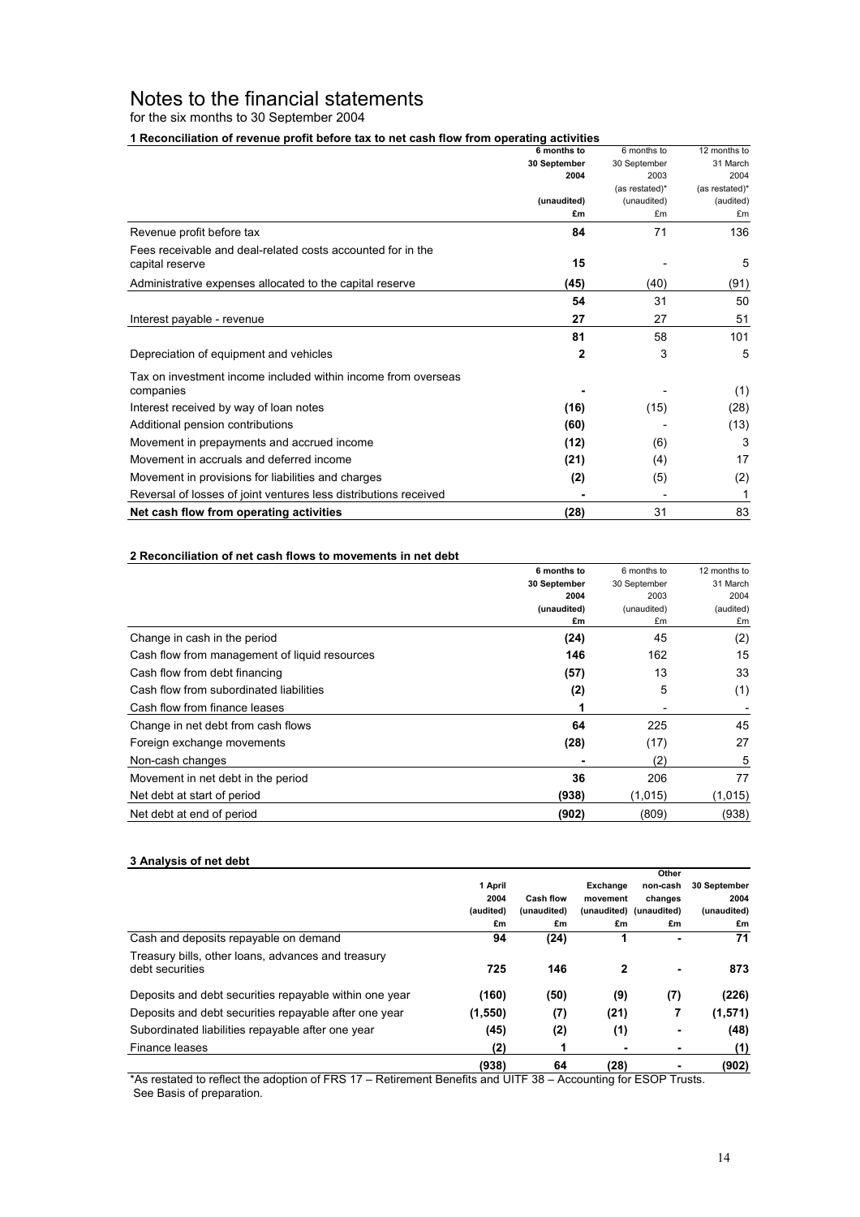# Notes to the financial statements

for the six months to 30 September 2004

### 1 Reconciliation of revenue profit before tax to net cash flow from operating activities

| | **6 months to 30 September 2004 (unaudited) £m** | 6 months to 30 September 2003 (as restated)* (unaudited) £m | 12 months to 31 March 2004 (as restated)* (audited) £m |
|---|---|---|---|
| Revenue profit before tax | **84** | 71 | 136 |
| Fees receivable and deal-related costs accounted for in the capital reserve | **15** | - | 5 |
| Administrative expenses allocated to the capital reserve | **(45)** | (40) | (91) |
| | **54** | 31 | 50 |
| Interest payable - revenue | **27** | 27 | 51 |
| | **81** | 58 | 101 |
| Depreciation of equipment and vehicles | **2** | 3 | 5 |
| Tax on investment income included within income from overseas companies | **-** | - | (1) |
| Interest received by way of loan notes | **(16)** | (15) | (28) |
| Additional pension contributions | **(60)** | - | (13) |
| Movement in prepayments and accrued income | **(12)** | (6) | 3 |
| Movement in accruals and deferred income | **(21)** | (4) | 17 |
| Movement in provisions for liabilities and charges | **(2)** | (5) | (2) |
| Reversal of losses of joint ventures less distributions received | **-** | - | 1 |
| **Net cash flow from operating activities** | **(28)** | 31 | 83 |

### 2 Reconciliation of net cash flows to movements in net debt

| | **6 months to 30 September 2004 (unaudited) £m** | 6 months to 30 September 2003 (unaudited) £m | 12 months to 31 March 2004 (audited) £m |
|---|---|---|---|
| Change in cash in the period | **(24)** | 45 | (2) |
| Cash flow from management of liquid resources | **146** | 162 | 15 |
| Cash flow from debt financing | **(57)** | 13 | 33 |
| Cash flow from subordinated liabilities | **(2)** | 5 | (1) |
| Cash flow from finance leases | **1** | - | - |
| Change in net debt from cash flows | **64** | 225 | 45 |
| Foreign exchange movements | **(28)** | (17) | 27 |
| Non-cash changes | **-** | (2) | 5 |
| Movement in net debt in the period | **36** | 206 | 77 |
| Net debt at start of period | **(938)** | (1,015) | (1,015) |
| Net debt at end of period | **(902)** | (809) | (938) |

### 3 Analysis of net debt

| | **1 April 2004 (audited) £m** | **Cash flow (unaudited) £m** | **Exchange movement (unaudited) £m** | **Other non-cash changes (unaudited) £m** | **30 September 2004 (unaudited) £m** |
|---|---|---|---|---|---|
| Cash and deposits repayable on demand | **94** | **(24)** | **1** | **-** | **71** |
| Treasury bills, other loans, advances and treasury debt securities | **725** | **146** | **2** | **-** | **873** |
| Deposits and debt securities repayable within one year | **(160)** | **(50)** | **(9)** | **(7)** | **(226)** |
| Deposits and debt securities repayable after one year | **(1,550)** | **(7)** | **(21)** | **7** | **(1,571)** |
| Subordinated liabilities repayable after one year | **(45)** | **(2)** | **(1)** | **-** | **(48)** |
| Finance leases | **(2)** | **1** | **-** | **-** | **(1)** |
| | **(938)** | **64** | **(28)** | **-** | **(902)** |

*As restated to reflect the adoption of FRS 17 – Retirement Benefits and UITF 38 – Accounting for ESOP Trusts. See Basis of preparation.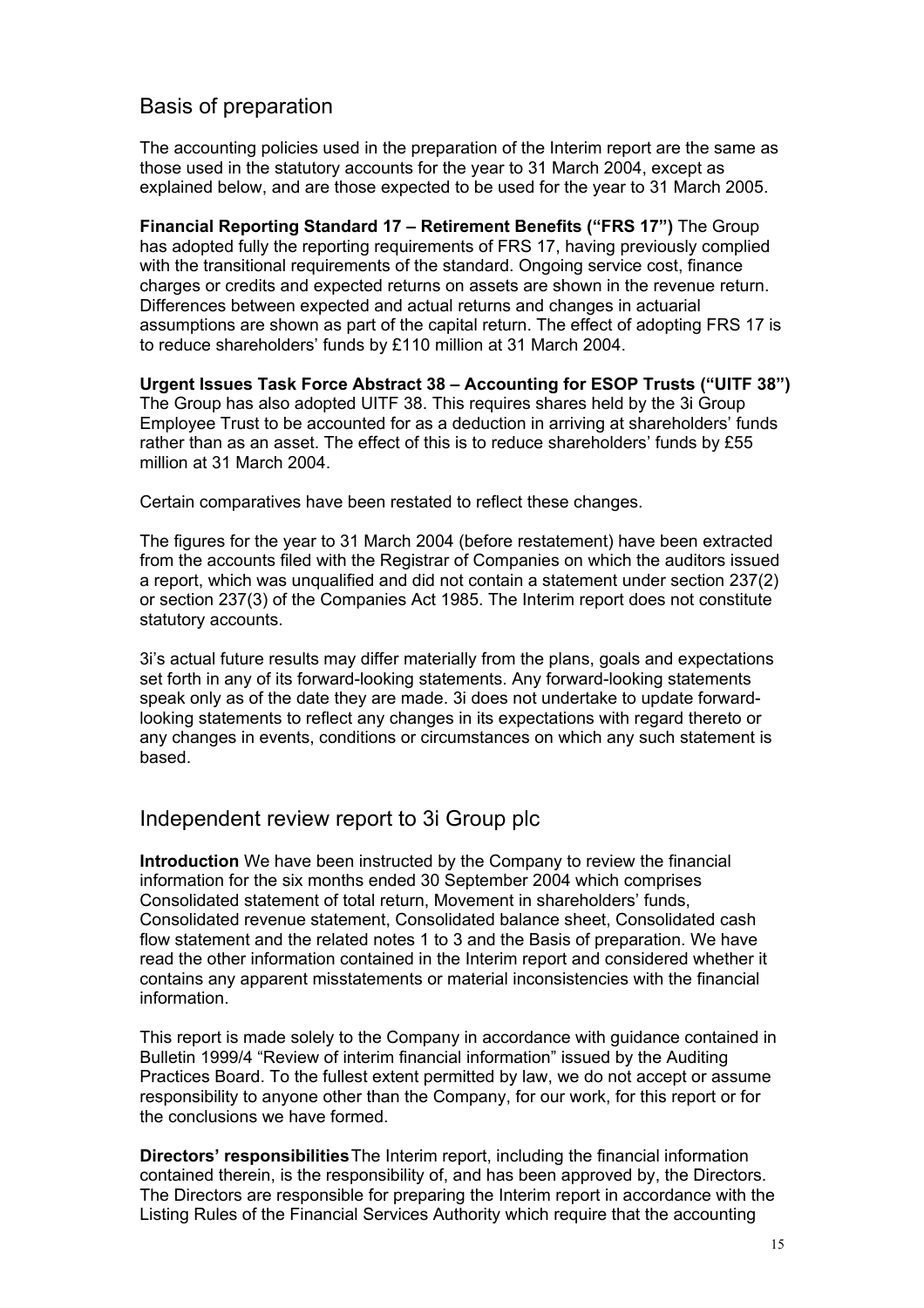## Basis of preparation

The accounting policies used in the preparation of the Interim report are the same as those used in the statutory accounts for the year to 31 March 2004, except as explained below, and are those expected to be used for the year to 31 March 2005.

**Financial Reporting Standard 17 – Retirement Benefits ("FRS 17")** The Group has adopted fully the reporting requirements of FRS 17, having previously complied with the transitional requirements of the standard. Ongoing service cost, finance charges or credits and expected returns on assets are shown in the revenue return. Differences between expected and actual returns and changes in actuarial assumptions are shown as part of the capital return. The effect of adopting FRS 17 is to reduce shareholders' funds by £110 million at 31 March 2004.

**Urgent Issues Task Force Abstract 38 – Accounting for ESOP Trusts ("UITF 38")** The Group has also adopted UITF 38. This requires shares held by the 3i Group Employee Trust to be accounted for as a deduction in arriving at shareholders' funds rather than as an asset. The effect of this is to reduce shareholders' funds by £55 million at 31 March 2004.

Certain comparatives have been restated to reflect these changes.

The figures for the year to 31 March 2004 (before restatement) have been extracted from the accounts filed with the Registrar of Companies on which the auditors issued a report, which was unqualified and did not contain a statement under section 237(2) or section 237(3) of the Companies Act 1985. The Interim report does not constitute statutory accounts.

3i's actual future results may differ materially from the plans, goals and expectations set forth in any of its forward-looking statements. Any forward-looking statements speak only as of the date they are made. 3i does not undertake to update forward-looking statements to reflect any changes in its expectations with regard thereto or any changes in events, conditions or circumstances on which any such statement is based.

## Independent review report to 3i Group plc

**Introduction** We have been instructed by the Company to review the financial information for the six months ended 30 September 2004 which comprises Consolidated statement of total return, Movement in shareholders' funds, Consolidated revenue statement, Consolidated balance sheet, Consolidated cash flow statement and the related notes 1 to 3 and the Basis of preparation. We have read the other information contained in the Interim report and considered whether it contains any apparent misstatements or material inconsistencies with the financial information.

This report is made solely to the Company in accordance with guidance contained in Bulletin 1999/4 "Review of interim financial information" issued by the Auditing Practices Board. To the fullest extent permitted by law, we do not accept or assume responsibility to anyone other than the Company, for our work, for this report or for the conclusions we have formed.

**Directors' responsibilities** The Interim report, including the financial information contained therein, is the responsibility of, and has been approved by, the Directors. The Directors are responsible for preparing the Interim report in accordance with the Listing Rules of the Financial Services Authority which require that the accounting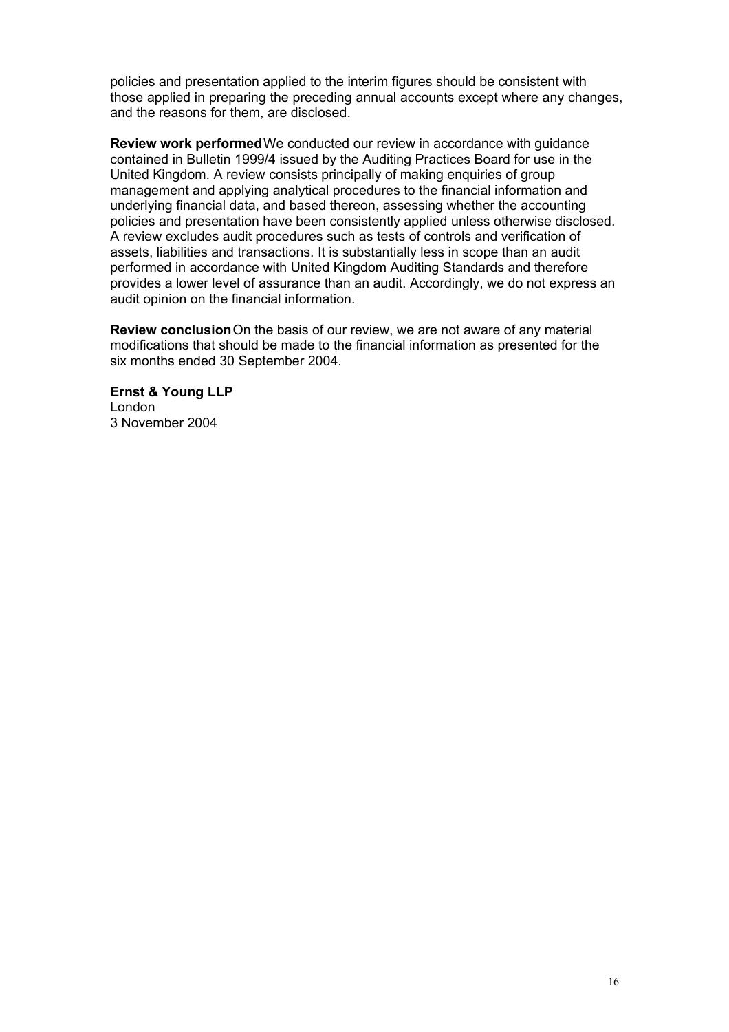policies and presentation applied to the interim figures should be consistent with those applied in preparing the preceding annual accounts except where any changes, and the reasons for them, are disclosed.

**Review work performed** We conducted our review in accordance with guidance contained in Bulletin 1999/4 issued by the Auditing Practices Board for use in the United Kingdom. A review consists principally of making enquiries of group management and applying analytical procedures to the financial information and underlying financial data, and based thereon, assessing whether the accounting policies and presentation have been consistently applied unless otherwise disclosed. A review excludes audit procedures such as tests of controls and verification of assets, liabilities and transactions. It is substantially less in scope than an audit performed in accordance with United Kingdom Auditing Standards and therefore provides a lower level of assurance than an audit. Accordingly, we do not express an audit opinion on the financial information.

**Review conclusion** On the basis of our review, we are not aware of any material modifications that should be made to the financial information as presented for the six months ended 30 September 2004.

**Ernst & Young LLP**
London
3 November 2004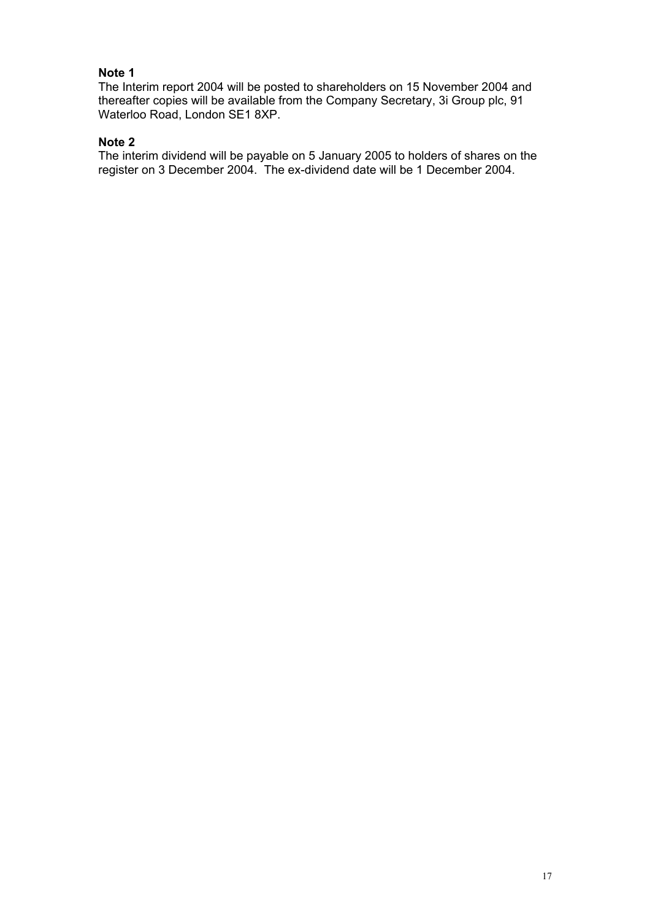**Note 1**

The Interim report 2004 will be posted to shareholders on 15 November 2004 and thereafter copies will be available from the Company Secretary, 3i Group plc, 91 Waterloo Road, London SE1 8XP.

**Note 2**

The interim dividend will be payable on 5 January 2005 to holders of shares on the register on 3 December 2004. The ex-dividend date will be 1 December 2004.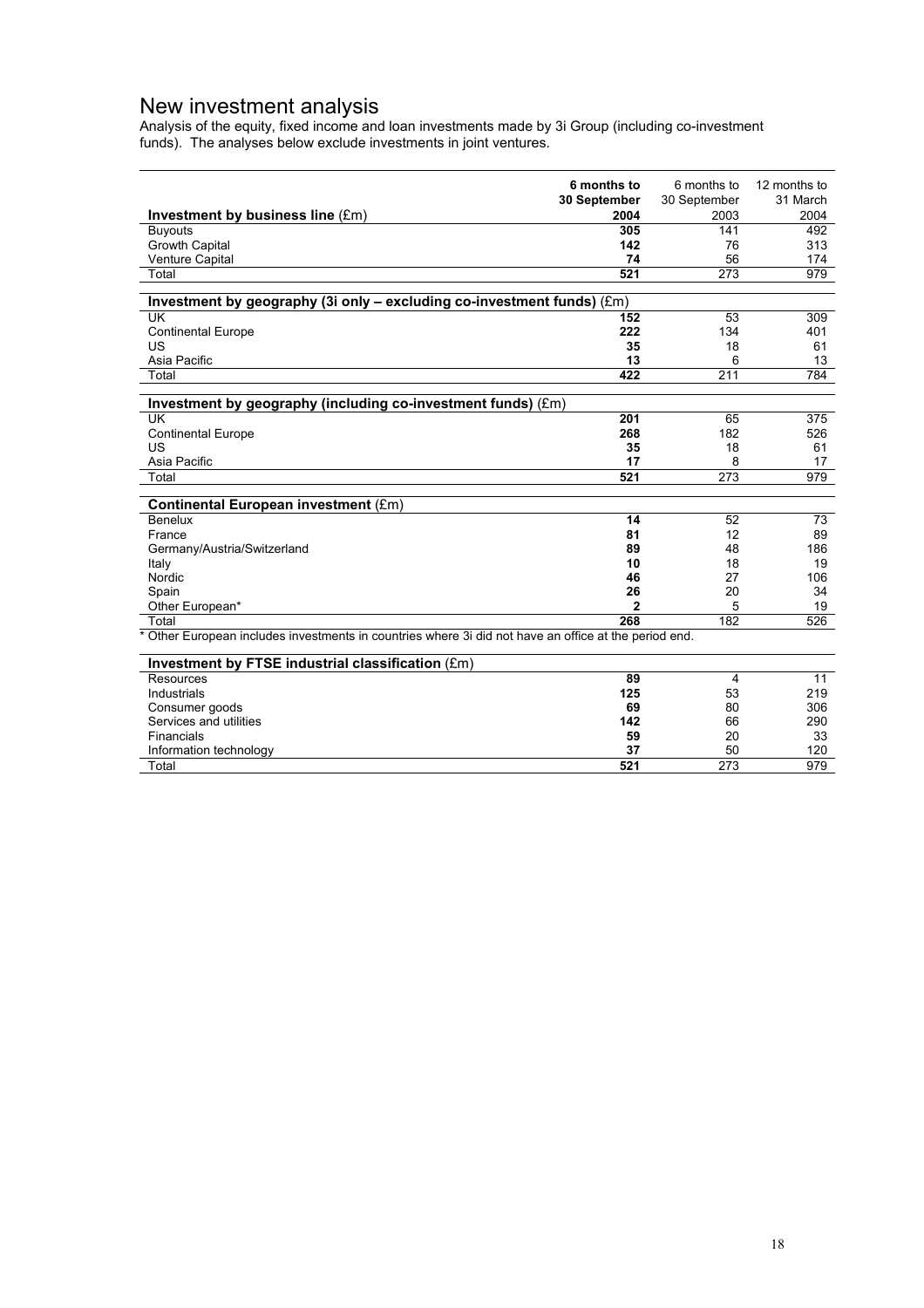# New investment analysis

Analysis of the equity, fixed income and loan investments made by 3i Group (including co-investment funds). The analyses below exclude investments in joint ventures.

| Investment by business line (£m) | 6 months to 30 September 2004 | 6 months to 30 September 2003 | 12 months to 31 March 2004 |
|---|---|---|---|
| Buyouts | **305** | 141 | 492 |
| Growth Capital | **142** | 76 | 313 |
| Venture Capital | **74** | 56 | 174 |
| Total | **521** | 273 | 979 |

| Investment by geography (3i only – excluding co-investment funds) (£m) | | | |
|---|---|---|---|
| UK | **152** | 53 | 309 |
| Continental Europe | **222** | 134 | 401 |
| US | **35** | 18 | 61 |
| Asia Pacific | **13** | 6 | 13 |
| Total | **422** | 211 | 784 |

| Investment by geography (including co-investment funds) (£m) | | | |
|---|---|---|---|
| UK | **201** | 65 | 375 |
| Continental Europe | **268** | 182 | 526 |
| US | **35** | 18 | 61 |
| Asia Pacific | **17** | 8 | 17 |
| Total | **521** | 273 | 979 |

| Continental European investment (£m) | | | |
|---|---|---|---|
| Benelux | **14** | 52 | 73 |
| France | **81** | 12 | 89 |
| Germany/Austria/Switzerland | **89** | 48 | 186 |
| Italy | **10** | 18 | 19 |
| Nordic | **46** | 27 | 106 |
| Spain | **26** | 20 | 34 |
| Other European* | **2** | 5 | 19 |
| Total | **268** | 182 | 526 |

* Other European includes investments in countries where 3i did not have an office at the period end.

| Investment by FTSE industrial classification (£m) | | | |
|---|---|---|---|
| Resources | **89** | 4 | 11 |
| Industrials | **125** | 53 | 219 |
| Consumer goods | **69** | 80 | 306 |
| Services and utilities | **142** | 66 | 290 |
| Financials | **59** | 20 | 33 |
| Information technology | **37** | 50 | 120 |
| Total | **521** | 273 | 979 |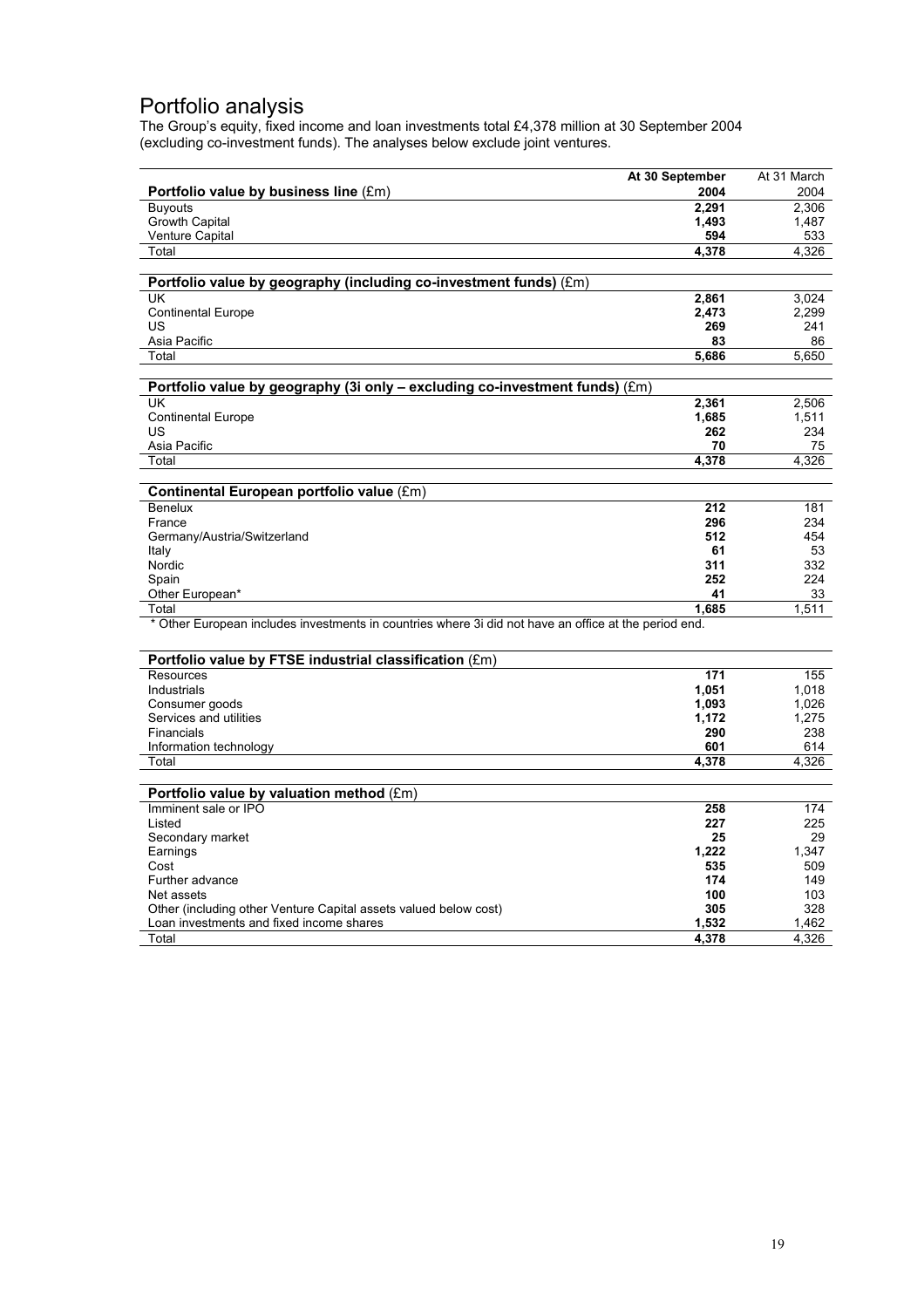# Portfolio analysis

The Group's equity, fixed income and loan investments total £4,378 million at 30 September 2004 (excluding co-investment funds). The analyses below exclude joint ventures.

| **Portfolio value by business line** (£m) | **At 30 September 2004** | At 31 March 2004 |
|---|---|---|
| Buyouts | **2,291** | 2,306 |
| Growth Capital | **1,493** | 1,487 |
| Venture Capital | **594** | 533 |
| Total | **4,378** | 4,326 |

| **Portfolio value by geography (including co-investment funds)** (£m) | | |
|---|---|---|
| UK | **2,861** | 3,024 |
| Continental Europe | **2,473** | 2,299 |
| US | **269** | 241 |
| Asia Pacific | **83** | 86 |
| Total | **5,686** | 5,650 |

| **Portfolio value by geography (3i only – excluding co-investment funds)** (£m) | | |
|---|---|---|
| UK | **2,361** | 2,506 |
| Continental Europe | **1,685** | 1,511 |
| US | **262** | 234 |
| Asia Pacific | **70** | 75 |
| Total | **4,378** | 4,326 |

| **Continental European portfolio value** (£m) | | |
|---|---|---|
| Benelux | **212** | 181 |
| France | **296** | 234 |
| Germany/Austria/Switzerland | **512** | 454 |
| Italy | **61** | 53 |
| Nordic | **311** | 332 |
| Spain | **252** | 224 |
| Other European* | **41** | 33 |
| Total | **1,685** | 1,511 |

\* Other European includes investments in countries where 3i did not have an office at the period end.

| **Portfolio value by FTSE industrial classification** (£m) | | |
|---|---|---|
| Resources | **171** | 155 |
| Industrials | **1,051** | 1,018 |
| Consumer goods | **1,093** | 1,026 |
| Services and utilities | **1,172** | 1,275 |
| Financials | **290** | 238 |
| Information technology | **601** | 614 |
| Total | **4,378** | 4,326 |

| **Portfolio value by valuation method** (£m) | | |
|---|---|---|
| Imminent sale or IPO | **258** | 174 |
| Listed | **227** | 225 |
| Secondary market | **25** | 29 |
| Earnings | **1,222** | 1,347 |
| Cost | **535** | 509 |
| Further advance | **174** | 149 |
| Net assets | **100** | 103 |
| Other (including other Venture Capital assets valued below cost) | **305** | 328 |
| Loan investments and fixed income shares | **1,532** | 1,462 |
| Total | **4,378** | 4,326 |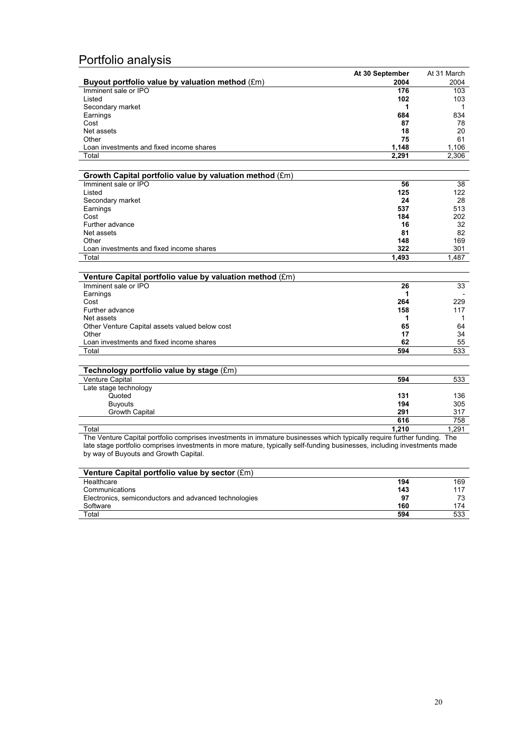# Portfolio analysis

| Buyout portfolio value by valuation method (£m) | At 30 September 2004 | At 31 March 2004 |
|---|---|---|
| Imminent sale or IPO | **176** | 103 |
| Listed | **102** | 103 |
| Secondary market | **1** | 1 |
| Earnings | **684** | 834 |
| Cost | **87** | 78 |
| Net assets | **18** | 20 |
| Other | **75** | 61 |
| Loan investments and fixed income shares | **1,148** | 1,106 |
| Total | **2,291** | 2,306 |

| Growth Capital portfolio value by valuation method (£m) | | |
|---|---|---|
| Imminent sale or IPO | **56** | 38 |
| Listed | **125** | 122 |
| Secondary market | **24** | 28 |
| Earnings | **537** | 513 |
| Cost | **184** | 202 |
| Further advance | **16** | 32 |
| Net assets | **81** | 82 |
| Other | **148** | 169 |
| Loan investments and fixed income shares | **322** | 301 |
| Total | **1,493** | 1,487 |

| Venture Capital portfolio value by valuation method (£m) | | |
|---|---|---|
| Imminent sale or IPO | **26** | 33 |
| Earnings | **1** | - |
| Cost | **264** | 229 |
| Further advance | **158** | 117 |
| Net assets | **1** | 1 |
| Other Venture Capital assets valued below cost | **65** | 64 |
| Other | **17** | 34 |
| Loan investments and fixed income shares | **62** | 55 |
| Total | **594** | 533 |

| Technology portfolio value by stage (£m) | | |
|---|---|---|
| Venture Capital | **594** | 533 |
| Late stage technology | | |
| Quoted | **131** | 136 |
| Buyouts | **194** | 305 |
| Growth Capital | **291** | 317 |
| | **616** | 758 |
| Total | **1,210** | 1,291 |

The Venture Capital portfolio comprises investments in immature businesses which typically require further funding. The late stage portfolio comprises investments in more mature, typically self-funding businesses, including investments made by way of Buyouts and Growth Capital.

| Venture Capital portfolio value by sector (£m) | | |
|---|---|---|
| Healthcare | **194** | 169 |
| Communications | **143** | 117 |
| Electronics, semiconductors and advanced technologies | **97** | 73 |
| Software | **160** | 174 |
| Total | **594** | 533 |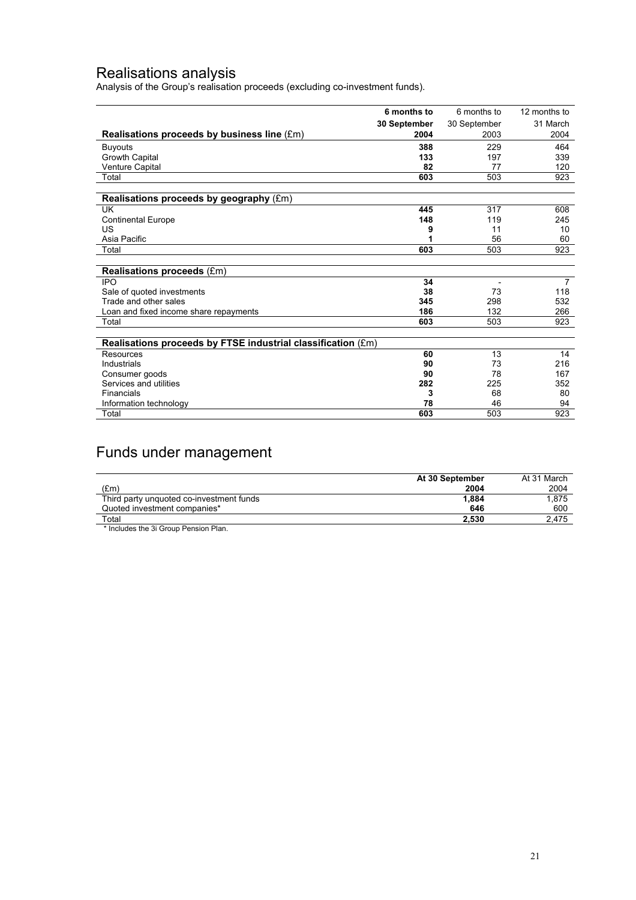# Realisations analysis

Analysis of the Group's realisation proceeds (excluding co-investment funds).

| Realisations proceeds by business line (£m) | 6 months to 30 September 2004 | 6 months to 30 September 2003 | 12 months to 31 March 2004 |
|---|---|---|---|
| Buyouts | **388** | 229 | 464 |
| Growth Capital | **133** | 197 | 339 |
| Venture Capital | **82** | 77 | 120 |
| Total | **603** | 503 | 923 |

| Realisations proceeds by geography (£m) | 6 months to 30 September 2004 | 6 months to 30 September 2003 | 12 months to 31 March 2004 |
|---|---|---|---|
| UK | **445** | 317 | 608 |
| Continental Europe | **148** | 119 | 245 |
| US | **9** | 11 | 10 |
| Asia Pacific | **1** | 56 | 60 |
| Total | **603** | 503 | 923 |

| Realisations proceeds (£m) | 6 months to 30 September 2004 | 6 months to 30 September 2003 | 12 months to 31 March 2004 |
|---|---|---|---|
| IPO | **34** | - | 7 |
| Sale of quoted investments | **38** | 73 | 118 |
| Trade and other sales | **345** | 298 | 532 |
| Loan and fixed income share repayments | **186** | 132 | 266 |
| Total | **603** | 503 | 923 |

| Realisations proceeds by FTSE industrial classification (£m) | 6 months to 30 September 2004 | 6 months to 30 September 2003 | 12 months to 31 March 2004 |
|---|---|---|---|
| Resources | **60** | 13 | 14 |
| Industrials | **90** | 73 | 216 |
| Consumer goods | **90** | 78 | 167 |
| Services and utilities | **282** | 225 | 352 |
| Financials | **3** | 68 | 80 |
| Information technology | **78** | 46 | 94 |
| Total | **603** | 503 | 923 |

# Funds under management

| (£m) | At 30 September 2004 | At 31 March 2004 |
|---|---|---|
| Third party unquoted co-investment funds | **1,884** | 1,875 |
| Quoted investment companies* | **646** | 600 |
| Total | **2,530** | 2,475 |

\* Includes the 3i Group Pension Plan.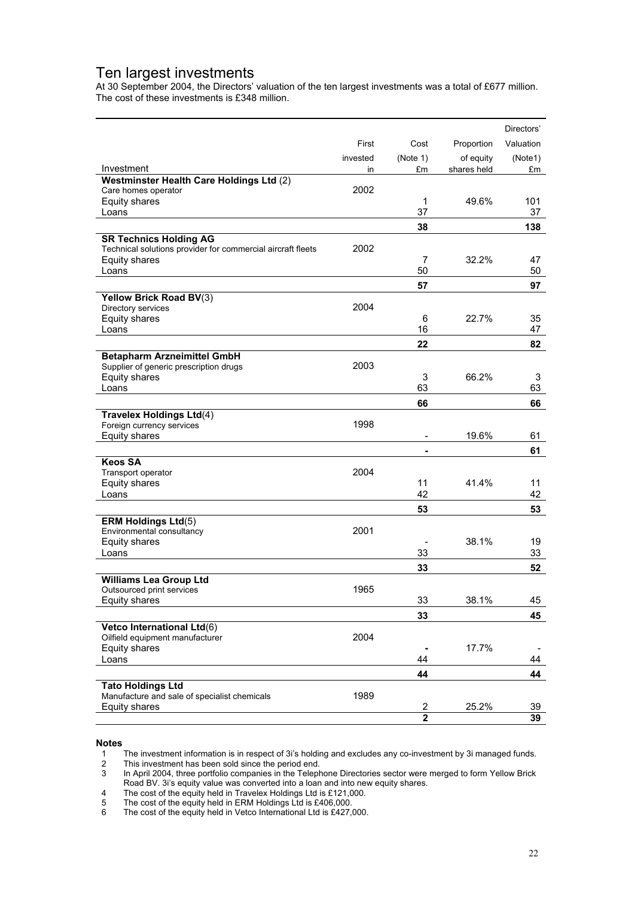# Ten largest investments

At 30 September 2004, the Directors' valuation of the ten largest investments was a total of £677 million. The cost of these investments is £348 million.

| Investment | First invested in | Cost (Note 1) £m | Proportion of equity shares held | Directors' Valuation (Note1) £m |
|---|---|---|---|---|
| **Westminster Health Care Holdings Ltd** (2) | | | | |
| Care homes operator | 2002 | | | |
| Equity shares | | 1 | 49.6% | 101 |
| Loans | | 37 | | 37 |
| | | **38** | | **138** |
| **SR Technics Holding AG** | | | | |
| Technical solutions provider for commercial aircraft fleets | 2002 | | | |
| Equity shares | | 7 | 32.2% | 47 |
| Loans | | 50 | | 50 |
| | | **57** | | **97** |
| **Yellow Brick Road BV**(3) | | | | |
| Directory services | 2004 | | | |
| Equity shares | | 6 | 22.7% | 35 |
| Loans | | 16 | | 47 |
| | | **22** | | **82** |
| **Betapharm Arzneimittel GmbH** | | | | |
| Supplier of generic prescription drugs | 2003 | | | |
| Equity shares | | 3 | 66.2% | 3 |
| Loans | | 63 | | 63 |
| | | **66** | | **66** |
| **Travelex Holdings Ltd**(4) | | | | |
| Foreign currency services | 1998 | | | |
| Equity shares | | - | 19.6% | 61 |
| | | **-** | | **61** |
| **Keos SA** | | | | |
| Transport operator | 2004 | | | |
| Equity shares | | 11 | 41.4% | 11 |
| Loans | | 42 | | 42 |
| | | **53** | | **53** |
| **ERM Holdings Ltd**(5) | | | | |
| Environmental consultancy | 2001 | | | |
| Equity shares | | - | 38.1% | 19 |
| Loans | | 33 | | 33 |
| | | **33** | | **52** |
| **Williams Lea Group Ltd** | | | | |
| Outsourced print services | 1965 | | | |
| Equity shares | | 33 | 38.1% | 45 |
| | | **33** | | **45** |
| **Vetco International Ltd**(6) | | | | |
| Oilfield equipment manufacturer | 2004 | | | |
| Equity shares | | - | 17.7% | - |
| Loans | | 44 | | 44 |
| | | **44** | | **44** |
| **Tato Holdings Ltd** | | | | |
| Manufacture and sale of specialist chemicals | 1989 | | | |
| Equity shares | | 2 | 25.2% | 39 |
| | | **2** | | **39** |

**Notes**

1. The investment information is in respect of 3i's holding and excludes any co-investment by 3i managed funds.
2. This investment has been sold since the period end.
3. In April 2004, three portfolio companies in the Telephone Directories sector were merged to form Yellow Brick Road BV. 3i's equity value was converted into a loan and into new equity shares.
4. The cost of the equity held in Travelex Holdings Ltd is £121,000.
5. The cost of the equity held in ERM Holdings Ltd is £406,000.
6. The cost of the equity held in Vetco International Ltd is £427,000.